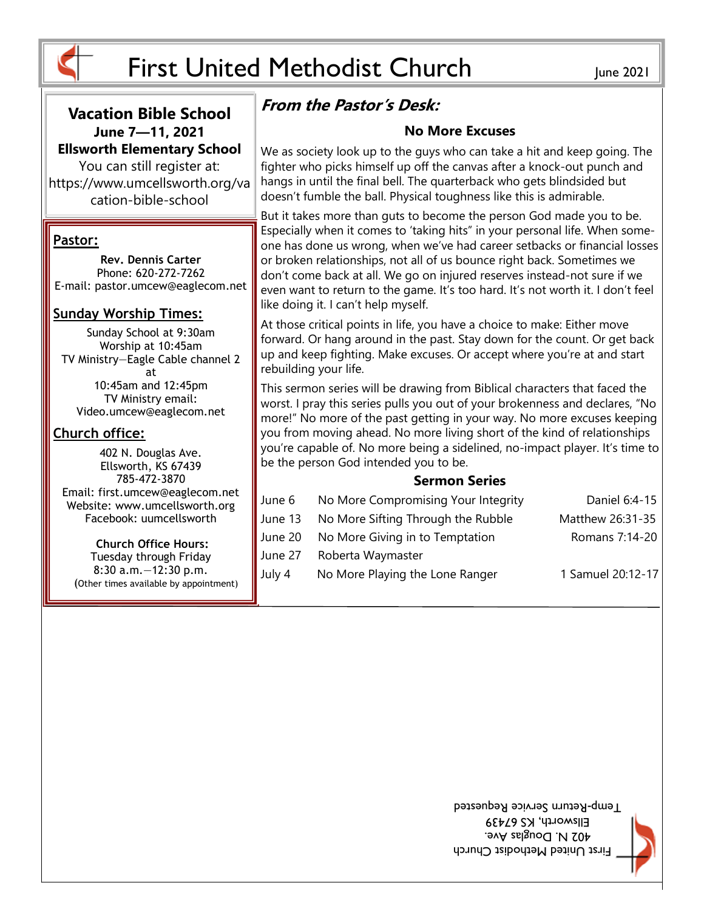# First United Methodist Church

June 2021

## Vacation Bible School

**June 7—11, 2021**

**Ellsworth Elementary School**

You can still register at: https://www.umcellsworth.org/vacation-bible-school

## Pastor:

**Rev. Dennis Carter**
Phone: 620-272-7262
E-mail: pastor.umcew@eaglecom.net

## Sunday Worship Times:

Sunday School at 9:30am
Worship at 10:45am
TV Ministry—Eagle Cable channel 2 at 10:45am and 12:45pm
TV Ministry email: Video.umcew@eaglecom.net

## Church office:

402 N. Douglas Ave.
Ellsworth, KS 67439
785-472-3870
Email: first.umcew@eaglecom.net
Website: www.umcellsworth.org
Facebook: uumcellsworth

**Church Office Hours:**
Tuesday through Friday
8:30 a.m.—12:30 p.m.
(Other times available by appointment)

## *From the Pastor's Desk:*

### No More Excuses

We as society look up to the guys who can take a hit and keep going. The fighter who picks himself up off the canvas after a knock-out punch and hangs in until the final bell. The quarterback who gets blindsided but doesn't fumble the ball. Physical toughness like this is admirable.

But it takes more than guts to become the person God made you to be. Especially when it comes to 'taking hits" in your personal life. When someone has done us wrong, when we've had career setbacks or financial losses or broken relationships, not all of us bounce right back. Sometimes we don't come back at all. We go on injured reserves instead-not sure if we even want to return to the game. It's too hard. It's not worth it. I don't feel like doing it. I can't help myself.

At those critical points in life, you have a choice to make: Either move forward. Or hang around in the past. Stay down for the count. Or get back up and keep fighting. Make excuses. Or accept where you're at and start rebuilding your life.

This sermon series will be drawing from Biblical characters that faced the worst. I pray this series pulls you out of your brokenness and declares, "No more!" No more of the past getting in your way. No more excuses keeping you from moving ahead. No more living short of the kind of relationships you're capable of. No more being a sidelined, no-impact player. It's time to be the person God intended you to be.

### Sermon Series

| Date | Title | Scripture |
|---|---|---|
| June 6 | No More Compromising Your Integrity | Daniel 6:4-15 |
| June 13 | No More Sifting Through the Rubble | Matthew 26:31-35 |
| June 20 | No More Giving in to Temptation | Romans 7:14-20 |
| June 27 | Roberta Waymaster | |
| July 4 | No More Playing the Lone Ranger | 1 Samuel 20:12-17 |

First United Methodist Church
402 N. Douglas Ave.
Ellsworth, KS 67439
Temp-Return Service Requested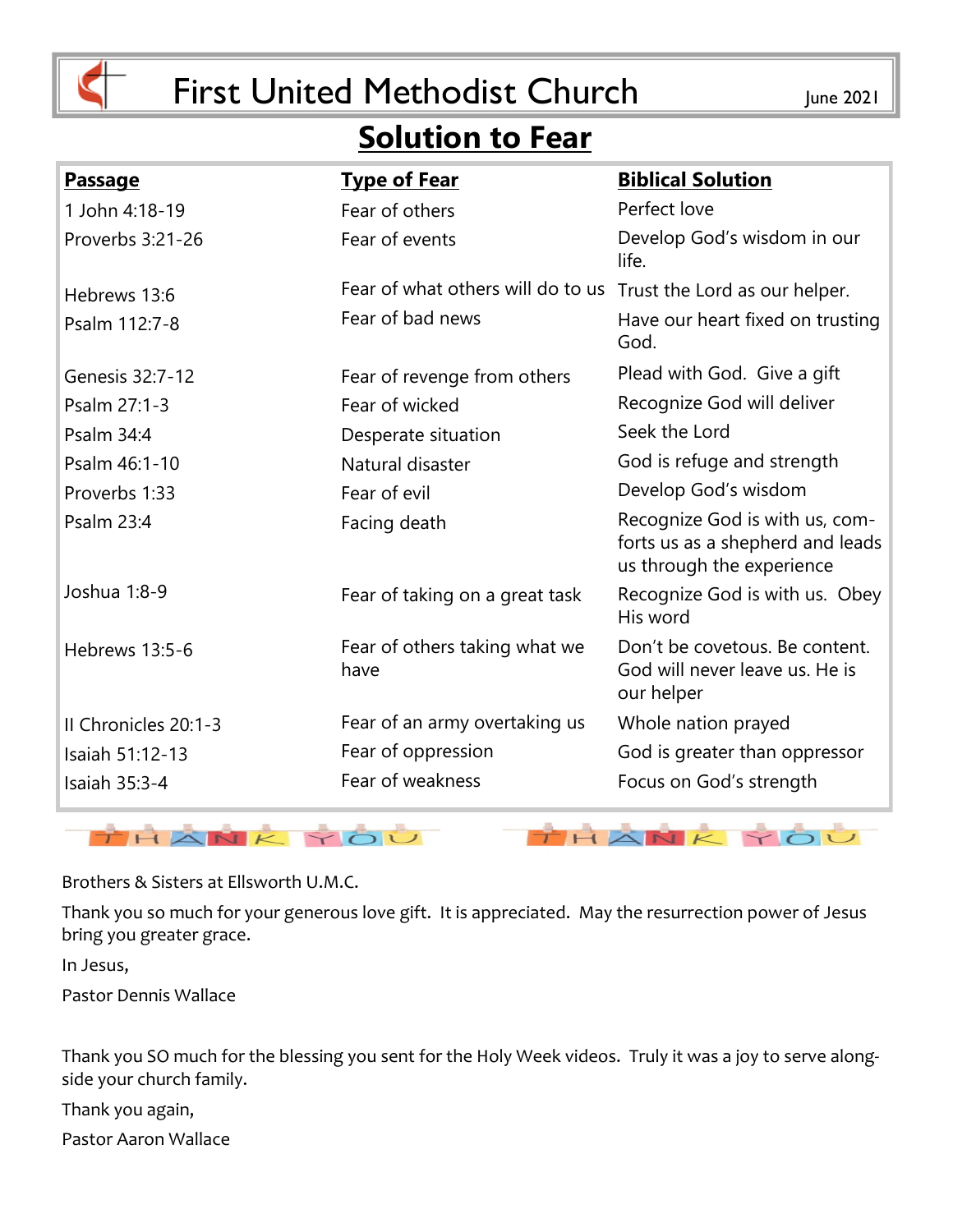# First United Methodist Church

June 2021

## Solution to Fear

| Passage | Type of Fear | Biblical Solution |
|---|---|---|
| 1 John 4:18-19 | Fear of others | Perfect love |
| Proverbs 3:21-26 | Fear of events | Develop God's wisdom in our life. |
| Hebrews 13:6 | Fear of what others will do to us | Trust the Lord as our helper. |
| Psalm 112:7-8 | Fear of bad news | Have our heart fixed on trusting God. |
| Genesis 32:7-12 | Fear of revenge from others | Plead with God. Give a gift |
| Psalm 27:1-3 | Fear of wicked | Recognize God will deliver |
| Psalm 34:4 | Desperate situation | Seek the Lord |
| Psalm 46:1-10 | Natural disaster | God is refuge and strength |
| Proverbs 1:33 | Fear of evil | Develop God's wisdom |
| Psalm 23:4 | Facing death | Recognize God is with us, comforts us as a shepherd and leads us through the experience |
| Joshua 1:8-9 | Fear of taking on a great task | Recognize God is with us. Obey His word |
| Hebrews 13:5-6 | Fear of others taking what we have | Don't be covetous. Be content. God will never leave us. He is our helper |
| II Chronicles 20:1-3 | Fear of an army overtaking us | Whole nation prayed |
| Isaiah 51:12-13 | Fear of oppression | God is greater than oppressor |
| Isaiah 35:3-4 | Fear of weakness | Focus on God's strength |

THANK YOU THANK YOU

Brothers & Sisters at Ellsworth U.M.C.

Thank you so much for your generous love gift. It is appreciated. May the resurrection power of Jesus bring you greater grace.

In Jesus,

Pastor Dennis Wallace

Thank you SO much for the blessing you sent for the Holy Week videos. Truly it was a joy to serve alongside your church family.

Thank you again,

Pastor Aaron Wallace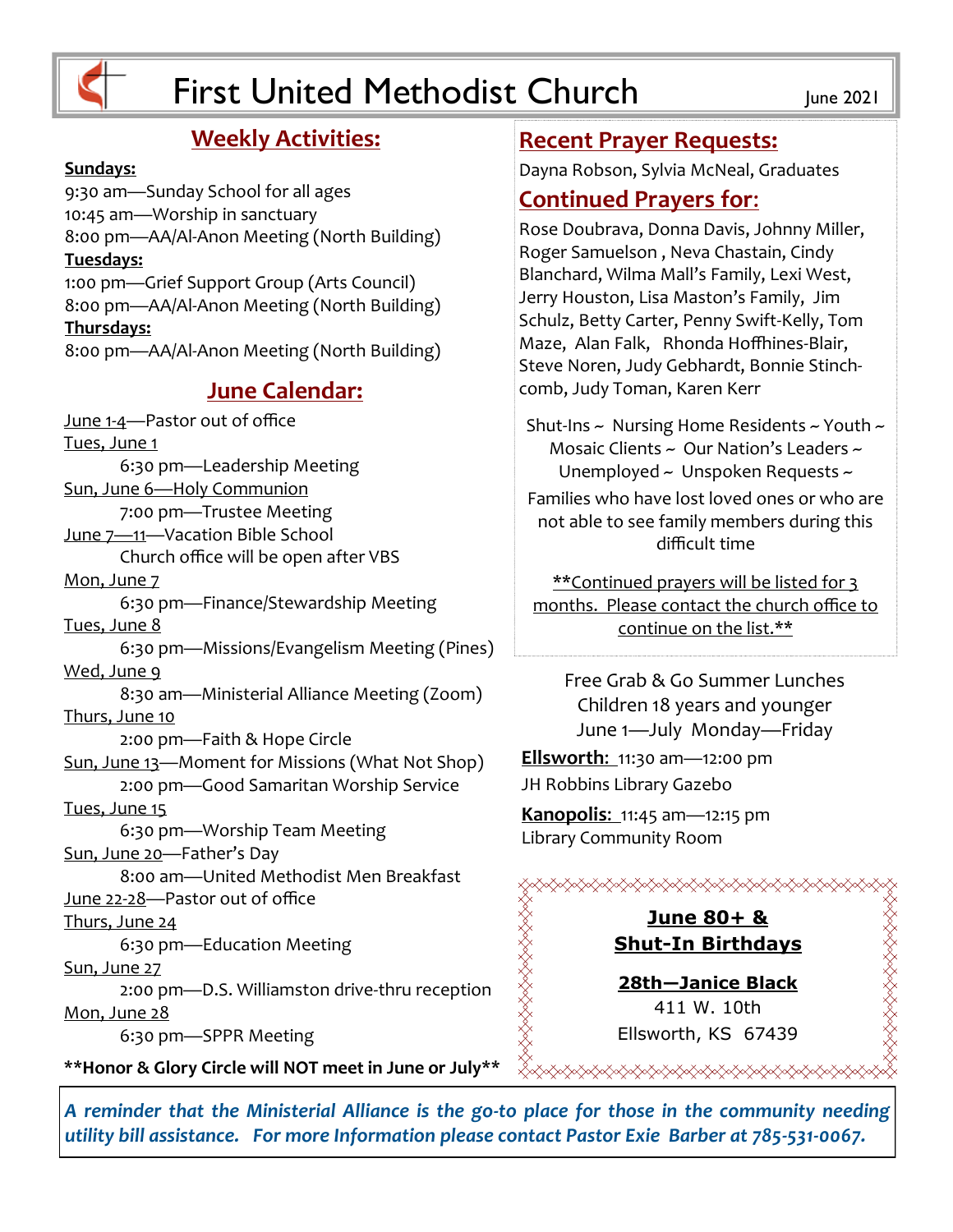# First United Methodist Church

June 2021

## Weekly Activities:

**Sundays:**
9:30 am—Sunday School for all ages
10:45 am—Worship in sanctuary
8:00 pm—AA/Al-Anon Meeting (North Building)

**Tuesdays:**
1:00 pm—Grief Support Group (Arts Council)
8:00 pm—AA/Al-Anon Meeting (North Building)

**Thursdays:**
8:00 pm—AA/Al-Anon Meeting (North Building)

## June Calendar:

June 1-4—Pastor out of office

Tues, June 1
6:30 pm—Leadership Meeting

Sun, June 6—Holy Communion
7:00 pm—Trustee Meeting

June 7—11—Vacation Bible School
Church office will be open after VBS

Mon, June 7
6:30 pm—Finance/Stewardship Meeting

Tues, June 8
6:30 pm—Missions/Evangelism Meeting (Pines)

Wed, June 9
8:30 am—Ministerial Alliance Meeting (Zoom)

Thurs, June 10
2:00 pm—Faith & Hope Circle

Sun, June 13—Moment for Missions (What Not Shop)
2:00 pm—Good Samaritan Worship Service

Tues, June 15
6:30 pm—Worship Team Meeting

Sun, June 20—Father's Day
8:00 am—United Methodist Men Breakfast

June 22-28—Pastor out of office

Thurs, June 24
6:30 pm—Education Meeting

Sun, June 27
2:00 pm—D.S. Williamston drive-thru reception

Mon, June 28
6:30 pm—SPPR Meeting

**\*\*Honor & Glory Circle will NOT meet in June or July\*\***

## Recent Prayer Requests:

Dayna Robson, Sylvia McNeal, Graduates

## Continued Prayers for:

Rose Doubrava, Donna Davis, Johnny Miller, Roger Samuelson , Neva Chastain, Cindy Blanchard, Wilma Mall's Family, Lexi West, Jerry Houston, Lisa Maston's Family, Jim Schulz, Betty Carter, Penny Swift-Kelly, Tom Maze, Alan Falk, Rhonda Hoffhines-Blair, Steve Noren, Judy Gebhardt, Bonnie Stinchcomb, Judy Toman, Karen Kerr

Shut-Ins ~ Nursing Home Residents ~ Youth ~ Mosaic Clients ~ Our Nation's Leaders ~ Unemployed ~ Unspoken Requests ~

Families who have lost loved ones or who are not able to see family members during this difficult time

\*\*Continued prayers will be listed for 3 months. Please contact the church office to continue on the list.\*\*

Free Grab & Go Summer Lunches
Children 18 years and younger
June 1—July Monday—Friday

**Ellsworth:** 11:30 am—12:00 pm
JH Robbins Library Gazebo

**Kanopolis:** 11:45 am—12:15 pm
Library Community Room

**June 80+ & Shut-In Birthdays**

**28th—Janice Black**
411 W. 10th
Ellsworth, KS 67439

***A reminder that the Ministerial Alliance is the go-to place for those in the community needing utility bill assistance. For more Information please contact Pastor Exie Barber at 785-531-0067.***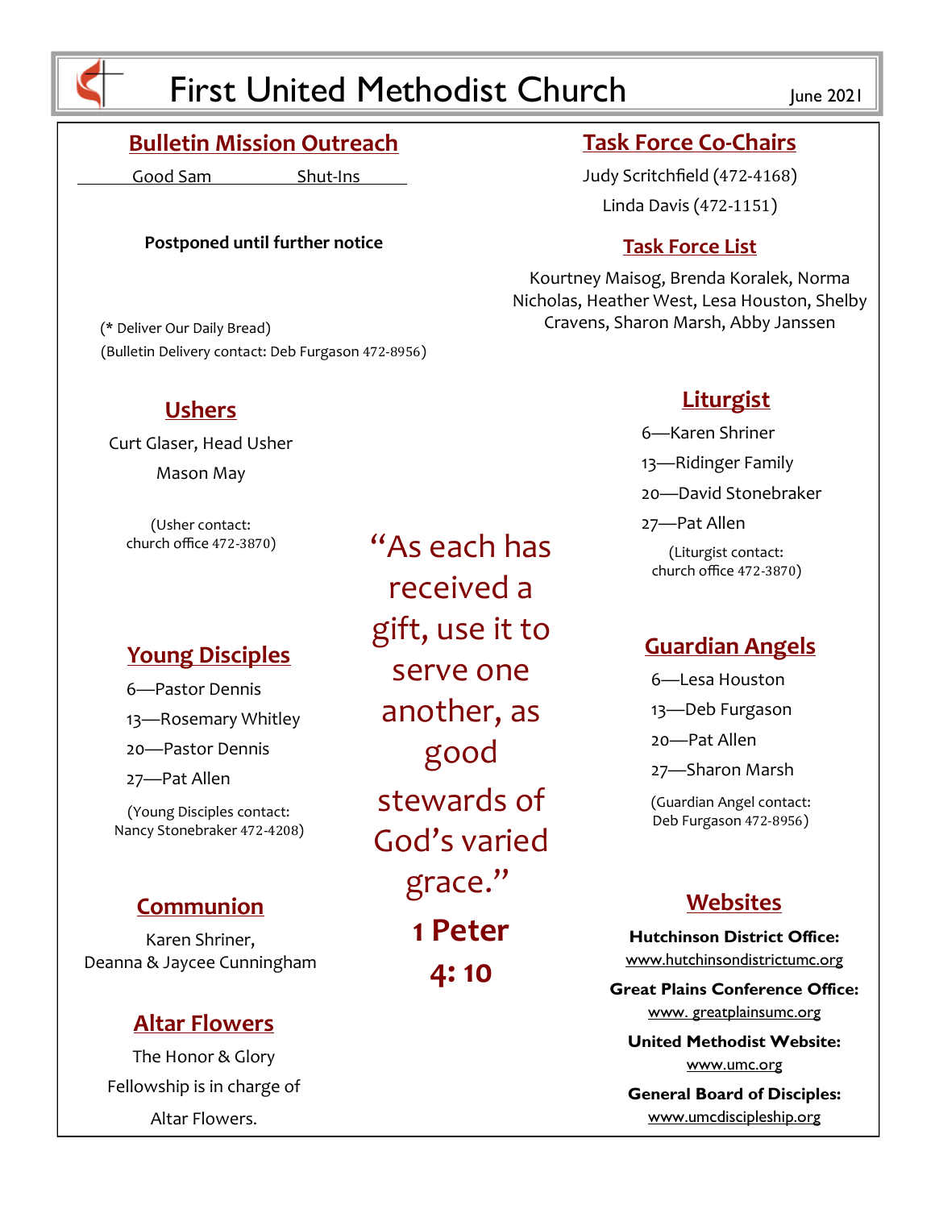# First United Methodist Church

June 2021

## Bulletin Mission Outreach

Good Sam Shut-Ins

**Postponed until further notice**

(* Deliver Our Daily Bread)

(Bulletin Delivery contact: Deb Furgason 472-8956)

## Task Force Co-Chairs

Judy Scritchfield (472-4168)

Linda Davis (472-1151)

## Task Force List

Kourtney Maisog, Brenda Koralek, Norma Nicholas, Heather West, Lesa Houston, Shelby Cravens, Sharon Marsh, Abby Janssen

## Ushers

Curt Glaser, Head Usher

Mason May

(Usher contact: church office 472-3870)

## Liturgist

6—Karen Shriner

13—Ridinger Family

20—David Stonebraker

27—Pat Allen

(Liturgist contact: church office 472-3870)

“As each has received a gift, use it to serve one another, as good stewards of God’s varied grace.”

**1 Peter 4: 10**

## Young Disciples

6—Pastor Dennis

13—Rosemary Whitley

20—Pastor Dennis

27—Pat Allen

(Young Disciples contact: Nancy Stonebraker 472-4208)

## Guardian Angels

6—Lesa Houston

13—Deb Furgason

20—Pat Allen

27—Sharon Marsh

(Guardian Angel contact: Deb Furgason 472-8956)

## Communion

Karen Shriner,

Deanna & Jaycee Cunningham

## Altar Flowers

The Honor & Glory Fellowship is in charge of Altar Flowers.

## Websites

**Hutchinson District Office:**
www.hutchinsondistrictumc.org

**Great Plains Conference Office:**
www. greatplainsumc.org

**United Methodist Website:**
www.umc.org

**General Board of Disciples:**
www.umcdiscipleship.org